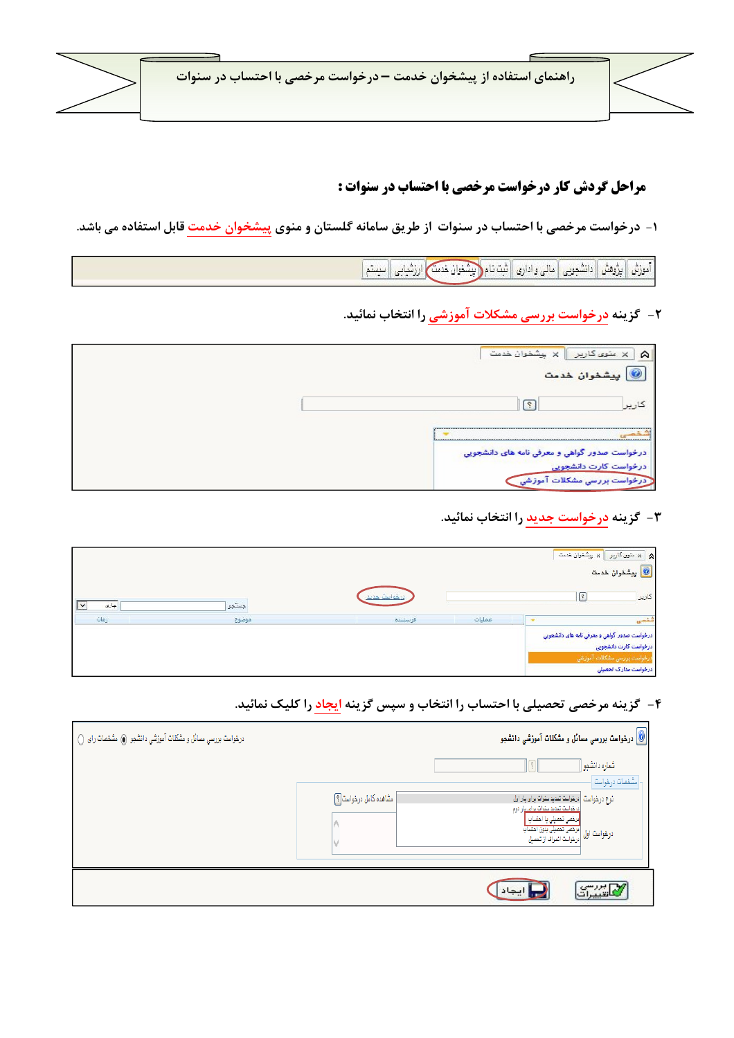# راهنمای استفاده از پیشخوان خدمت – درخواست مرخصی با احتساب در سنوات

## مراحل گردش کار درخواست مرخصی با احتساب در سنوات :

۱- درخواست مرخصی با احتساب در سنوات از طریق سامانه گلستان و منوی پیشخوان خدمت قابل استفاده می باشد.

۲- گزینه درخواست بررسی مشکلات آموزشی را انتخاب نمائید.

۳- گزینه درخواست جدید را انتخاب نمائید.

۴- گزینه مرخصی تحصیلی با احتساب را انتخاب و سپس گزینه ایجاد را کلیک نمائید.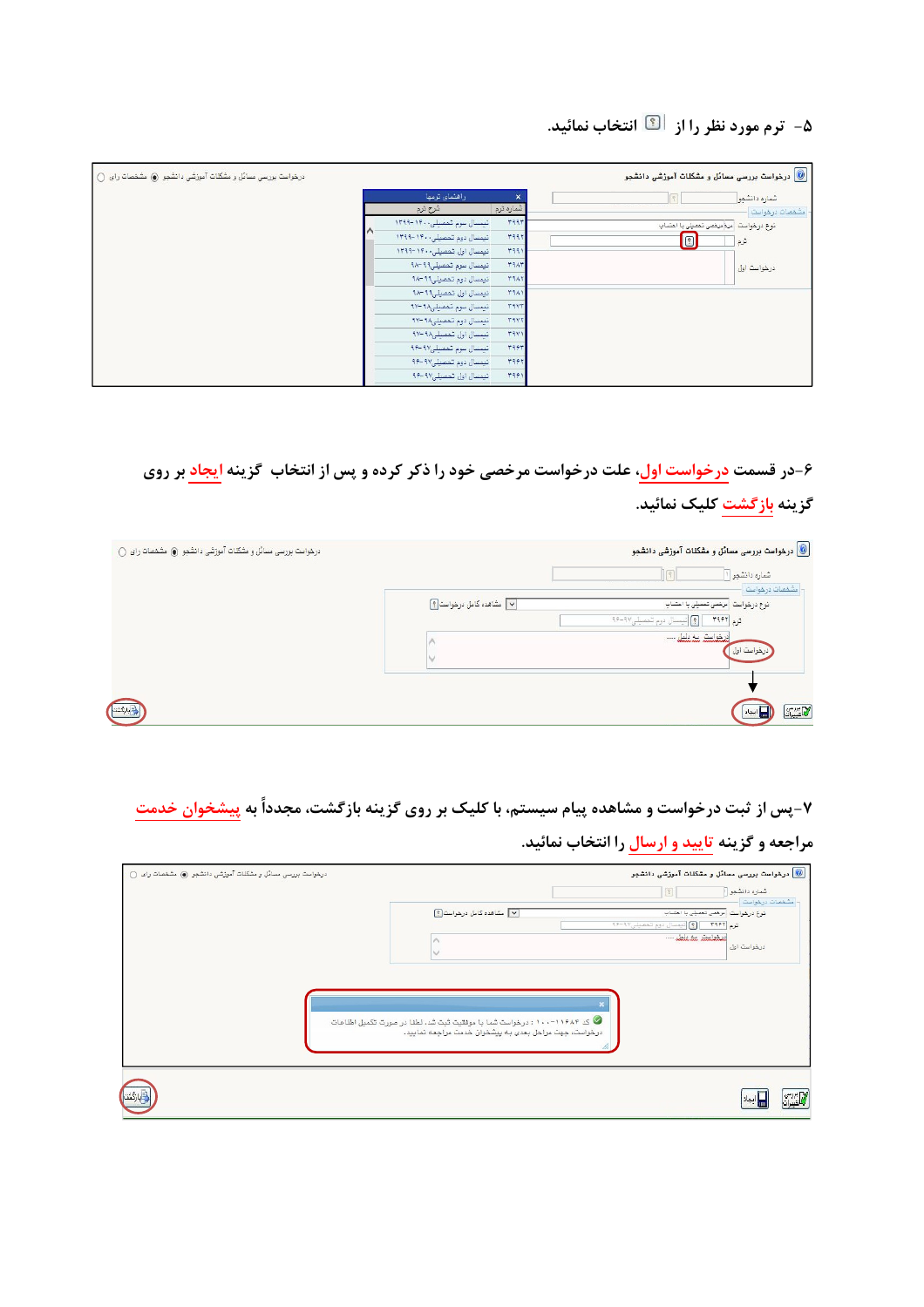۵- ترم مورد نظر را از [?] انتخاب نمائید.

۶-در قسمت درخواست اول، علت درخواست مرخصی خود را ذکر کرده و پس از انتخاب گزینه ایجاد بر روی گزینه بازگشت کلیک نمائید.

۷-پس از ثبت درخواست و مشاهده پیام سیستم، با کلیک بر روی گزینه بازگشت، مجدداً به پیشخوان خدمت مراجعه و گزینه تایید و ارسال را انتخاب نمائید.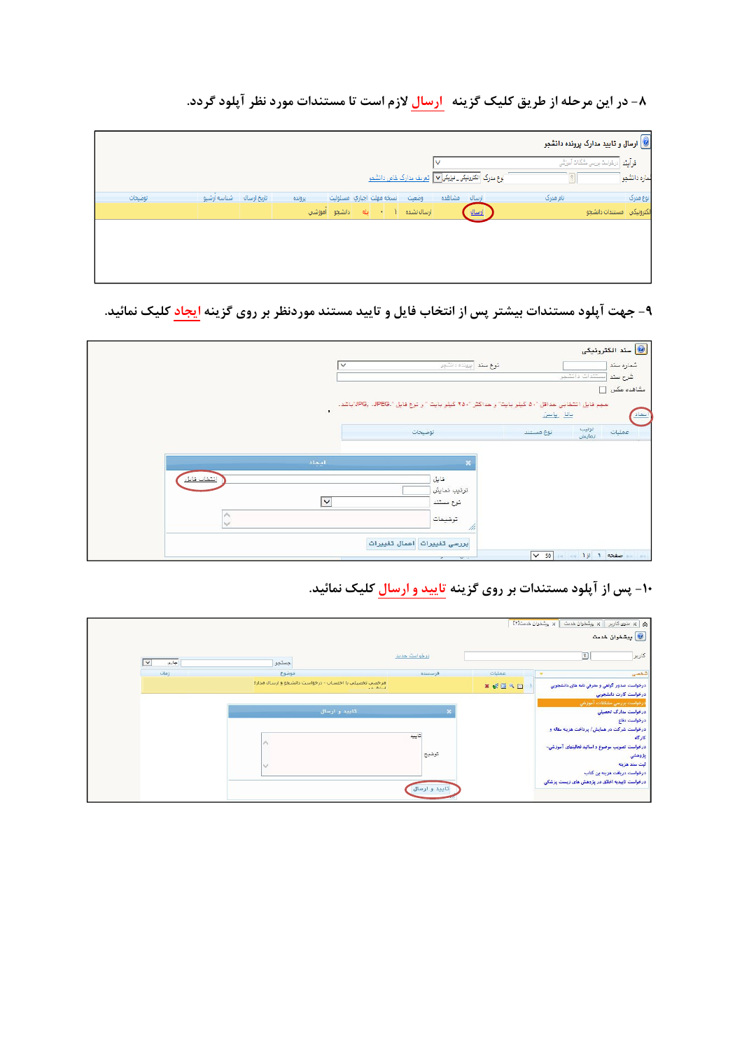۸- در این مرحله از طریق کلیک گزینه **ارسال** لازم است تا مستندات مورد نظر آپلود گردد.

۹- جهت آپلود مستندات بیشتر پس از انتخاب فایل و تایید مستند موردنظر بر روی گزینه **ایجاد** کلیک نمائید.

۱۰- پس از آپلود مستندات بر روی گزینه **تایید و ارسال** کلیک نمائید.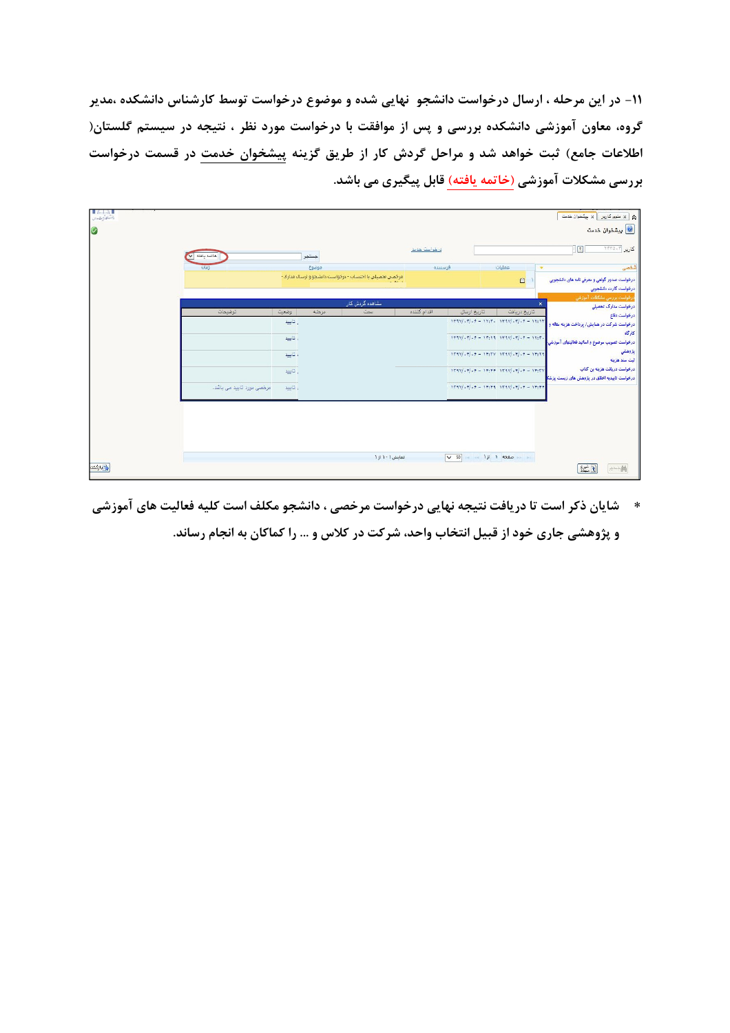۱۱- در این مرحله ، ارسال درخواست دانشجو نهایی شده و موضوع درخواست توسط کارشناس دانشکده ،مدیر گروه، معاون آموزشی دانشکده بررسی و پس از موافقت با درخواست مورد نظر ، نتیجه در سیستم گلستان( اطلاعات جامع) ثبت خواهد شد و مراحل گردش کار از طریق گزینه پیشخوان خدمت در قسمت درخواست بررسی مشکلات آموزشی (خاتمه یافته) قابل پیگیری می باشد.

* شایان ذکر است تا دریافت نتیجه نهایی درخواست مرخصی ، دانشجو مکلف است کلیه فعالیت های آموزشی و پژوهشی جاری خود از قبیل انتخاب واحد، شرکت در کلاس و ... را کماکان به انجام رساند.